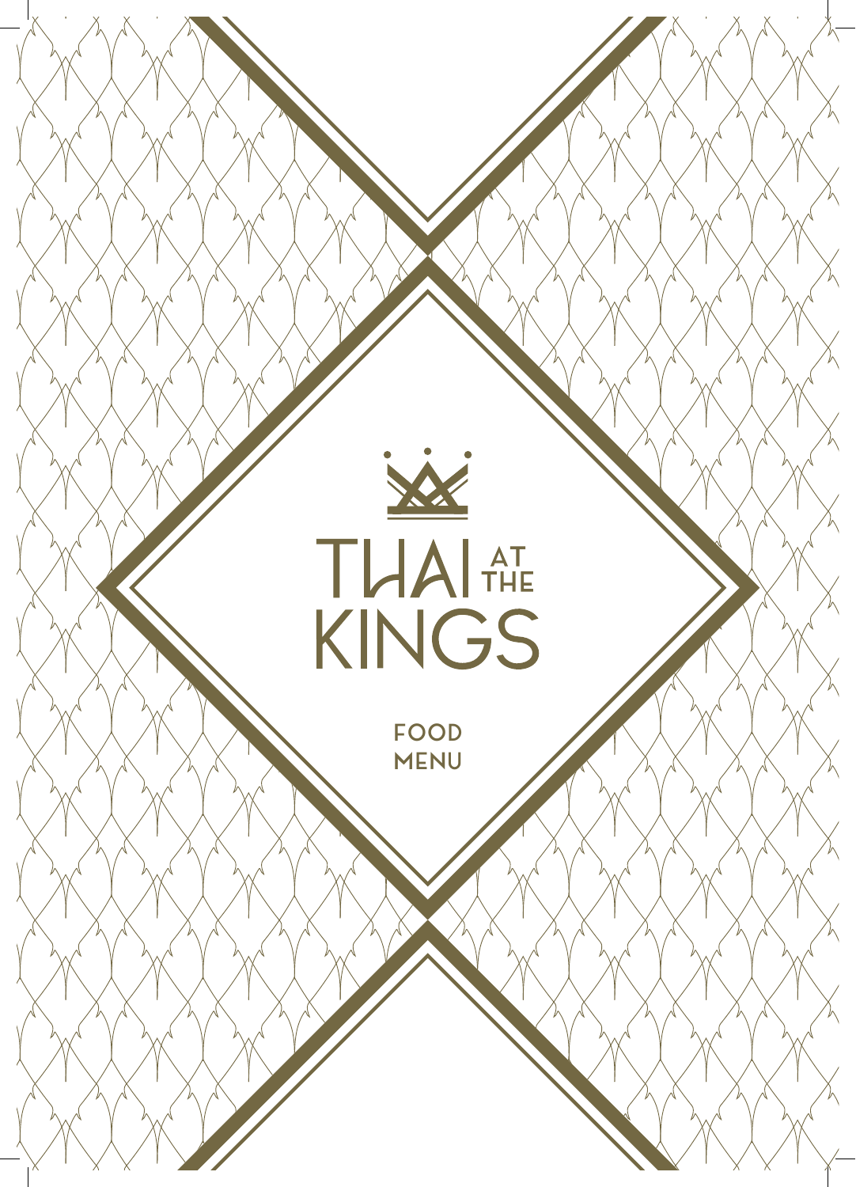# THAI AT THE KINGS

## FOOD MENU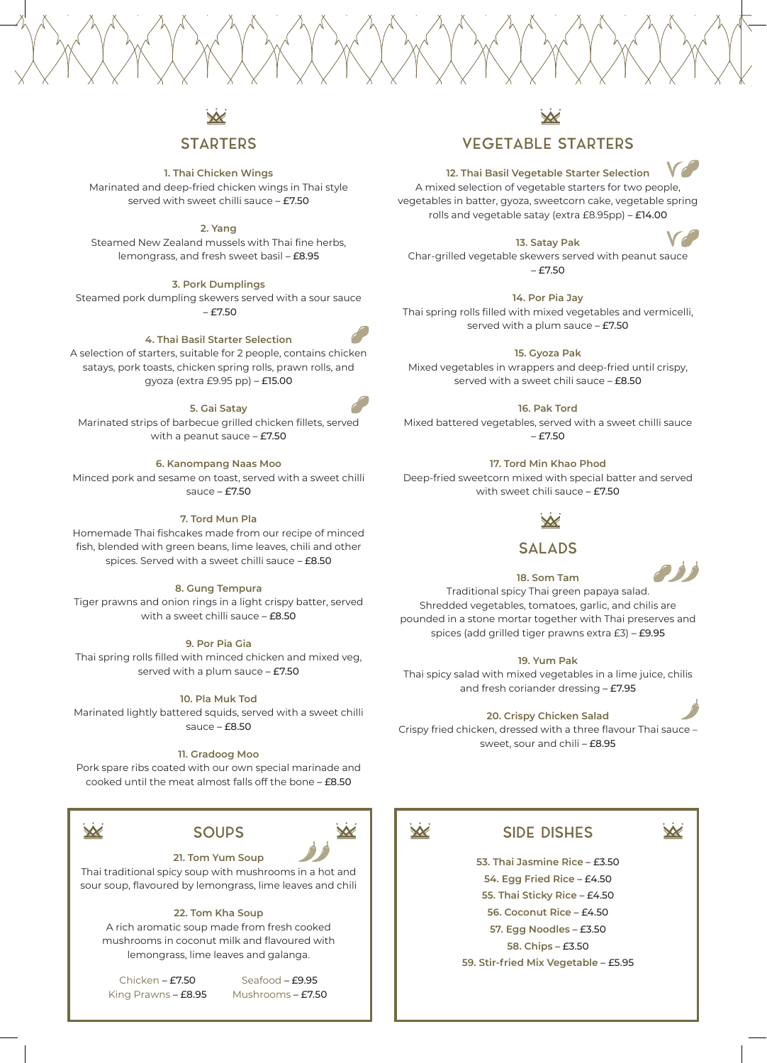## STARTERS

**1. Thai Chicken Wings**
Marinated and deep-fried chicken wings in Thai style served with sweet chilli sauce – £7.50

**2. Yang**
Steamed New Zealand mussels with Thai fine herbs, lemongrass, and fresh sweet basil – £8.95

**3. Pork Dumplings**
Steamed pork dumpling skewers served with a sour sauce – £7.50

**4. Thai Basil Starter Selection**
A selection of starters, suitable for 2 people, contains chicken satays, pork toasts, chicken spring rolls, prawn rolls, and gyoza (extra £9.95 pp) – £15.00

**5. Gai Satay**
Marinated strips of barbecue grilled chicken fillets, served with a peanut sauce – £7.50

**6. Kanompang Naas Moo**
Minced pork and sesame on toast, served with a sweet chilli sauce – £7.50

**7. Tord Mun Pla**
Homemade Thai fishcakes made from our recipe of minced fish, blended with green beans, lime leaves, chili and other spices. Served with a sweet chilli sauce – £8.50

**8. Gung Tempura**
Tiger prawns and onion rings in a light crispy batter, served with a sweet chilli sauce – £8.50

**9. Por Pia Gia**
Thai spring rolls filled with minced chicken and mixed veg, served with a plum sauce – £7.50

**10. Pla Muk Tod**
Marinated lightly battered squids, served with a sweet chilli sauce – £8.50

**11. Gradoog Moo**
Pork spare ribs coated with our own special marinade and cooked until the meat almost falls off the bone – £8.50

## VEGETABLE STARTERS

**12. Thai Basil Vegetable Starter Selection**
A mixed selection of vegetable starters for two people, vegetables in batter, gyoza, sweetcorn cake, vegetable spring rolls and vegetable satay (extra £8.95pp) – £14.00

**13. Satay Pak**
Char-grilled vegetable skewers served with peanut sauce – £7.50

**14. Por Pia Jay**
Thai spring rolls filled with mixed vegetables and vermicelli, served with a plum sauce – £7.50

**15. Gyoza Pak**
Mixed vegetables in wrappers and deep-fried until crispy, served with a sweet chili sauce – £8.50

**16. Pak Tord**
Mixed battered vegetables, served with a sweet chilli sauce – £7.50

**17. Tord Min Khao Phod**
Deep-fried sweetcorn mixed with special batter and served with sweet chili sauce – £7.50

## SALADS

**18. Som Tam**
Traditional spicy Thai green papaya salad. Shredded vegetables, tomatoes, garlic, and chilis are pounded in a stone mortar together with Thai preserves and spices (add grilled tiger prawns extra £3) – £9.95

**19. Yum Pak**
Thai spicy salad with mixed vegetables in a lime juice, chilis and fresh coriander dressing – £7.95

**20. Crispy Chicken Salad**
Crispy fried chicken, dressed with a three flavour Thai sauce – sweet, sour and chili – £8.95

## SOUPS

**21. Tom Yum Soup**
Thai traditional spicy soup with mushrooms in a hot and sour soup, flavoured by lemongrass, lime leaves and chili

**22. Tom Kha Soup**
A rich aromatic soup made from fresh cooked mushrooms in coconut milk and flavoured with lemongrass, lime leaves and galanga.

Chicken – £7.50
Seafood – £9.95
King Prawns – £8.95
Mushrooms – £7.50

## SIDE DISHES

**53. Thai Jasmine Rice** – £3.50
**54. Egg Fried Rice** – £4.50
**55. Thai Sticky Rice** – £4.50
**56. Coconut Rice** – £4.50
**57. Egg Noodles** – £3.50
**58. Chips** – £3.50
**59. Stir-fried Mix Vegetable** – £5.95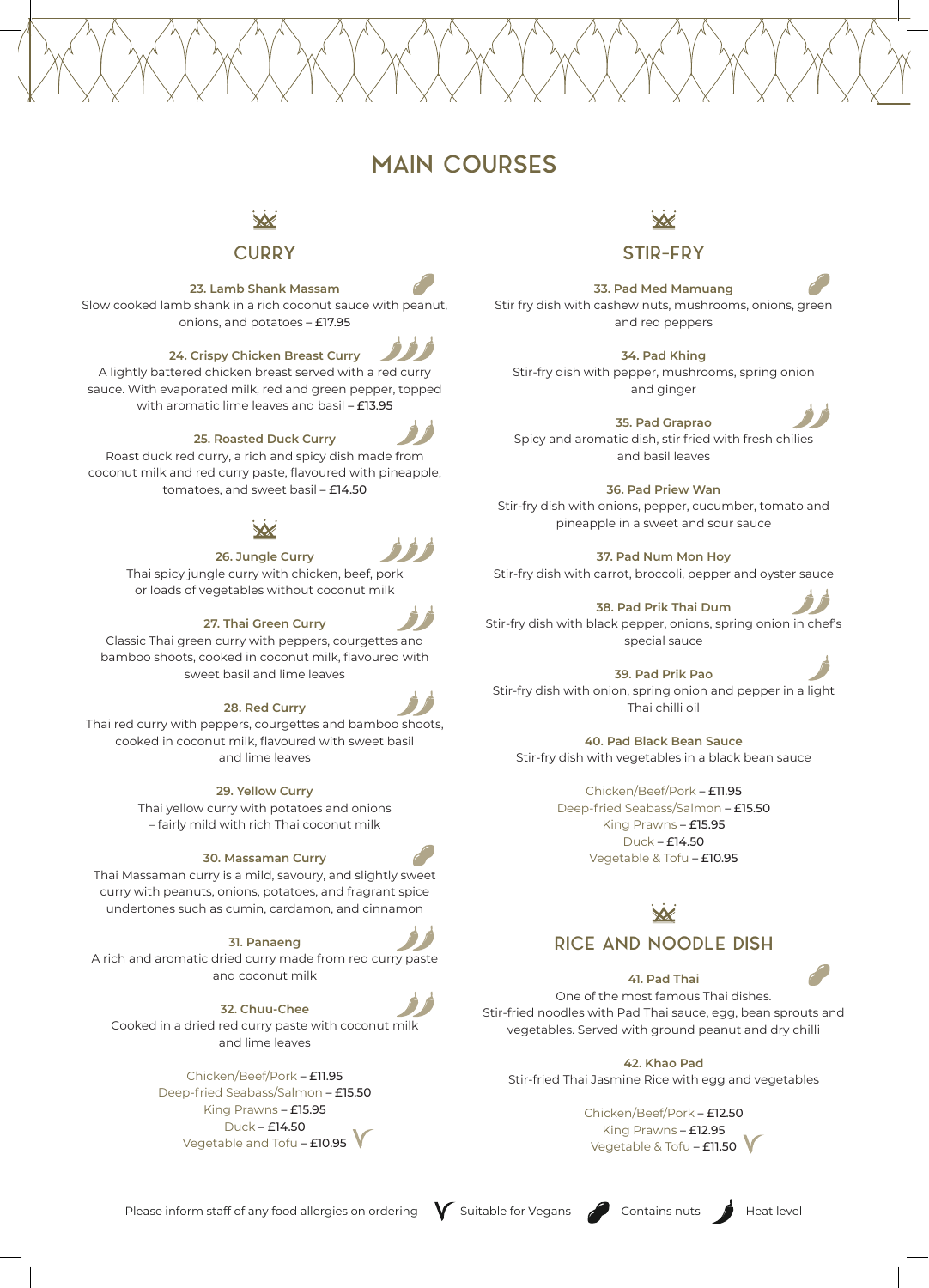# MAIN COURSES

## CURRY

**23. Lamb Shank Massam**
Slow cooked lamb shank in a rich coconut sauce with peanut, onions, and potatoes – £17.95

**24. Crispy Chicken Breast Curry**
A lightly battered chicken breast served with a red curry sauce. With evaporated milk, red and green pepper, topped with aromatic lime leaves and basil – £13.95

**25. Roasted Duck Curry**
Roast duck red curry, a rich and spicy dish made from coconut milk and red curry paste, flavoured with pineapple, tomatoes, and sweet basil – £14.50

**26. Jungle Curry**
Thai spicy jungle curry with chicken, beef, pork or loads of vegetables without coconut milk

**27. Thai Green Curry**
Classic Thai green curry with peppers, courgettes and bamboo shoots, cooked in coconut milk, flavoured with sweet basil and lime leaves

**28. Red Curry**
Thai red curry with peppers, courgettes and bamboo shoots, cooked in coconut milk, flavoured with sweet basil and lime leaves

**29. Yellow Curry**
Thai yellow curry with potatoes and onions – fairly mild with rich Thai coconut milk

**30. Massaman Curry**
Thai Massaman curry is a mild, savoury, and slightly sweet curry with peanuts, onions, potatoes, and fragrant spice undertones such as cumin, cardamon, and cinnamon

**31. Panaeng**
A rich and aromatic dried curry made from red curry paste and coconut milk

**32. Chuu-Chee**
Cooked in a dried red curry paste with coconut milk and lime leaves

Chicken/Beef/Pork – £11.95
Deep-fried Seabass/Salmon – £15.50
King Prawns – £15.95
Duck – £14.50
Vegetable and Tofu – £10.95

## STIR-FRY

**33. Pad Med Mamuang**
Stir fry dish with cashew nuts, mushrooms, onions, green and red peppers

**34. Pad Khing**
Stir-fry dish with pepper, mushrooms, spring onion and ginger

**35. Pad Graprao**
Spicy and aromatic dish, stir fried with fresh chilies and basil leaves

**36. Pad Priew Wan**
Stir-fry dish with onions, pepper, cucumber, tomato and pineapple in a sweet and sour sauce

**37. Pad Num Mon Hoy**
Stir-fry dish with carrot, broccoli, pepper and oyster sauce

**38. Pad Prik Thai Dum**
Stir-fry dish with black pepper, onions, spring onion in chef's special sauce

**39. Pad Prik Pao**
Stir-fry dish with onion, spring onion and pepper in a light Thai chilli oil

**40. Pad Black Bean Sauce**
Stir-fry dish with vegetables in a black bean sauce

Chicken/Beef/Pork – £11.95
Deep-fried Seabass/Salmon – £15.50
King Prawns – £15.95
Duck – £14.50
Vegetable & Tofu – £10.95

## RICE AND NOODLE DISH

**41. Pad Thai**
One of the most famous Thai dishes.
Stir-fried noodles with Pad Thai sauce, egg, bean sprouts and vegetables. Served with ground peanut and dry chilli

**42. Khao Pad**
Stir-fried Thai Jasmine Rice with egg and vegetables

Chicken/Beef/Pork – £12.50
King Prawns – £12.95
Vegetable & Tofu – £11.50

Please inform staff of any food allergies on ordering — Suitable for Vegans — Contains nuts — Heat level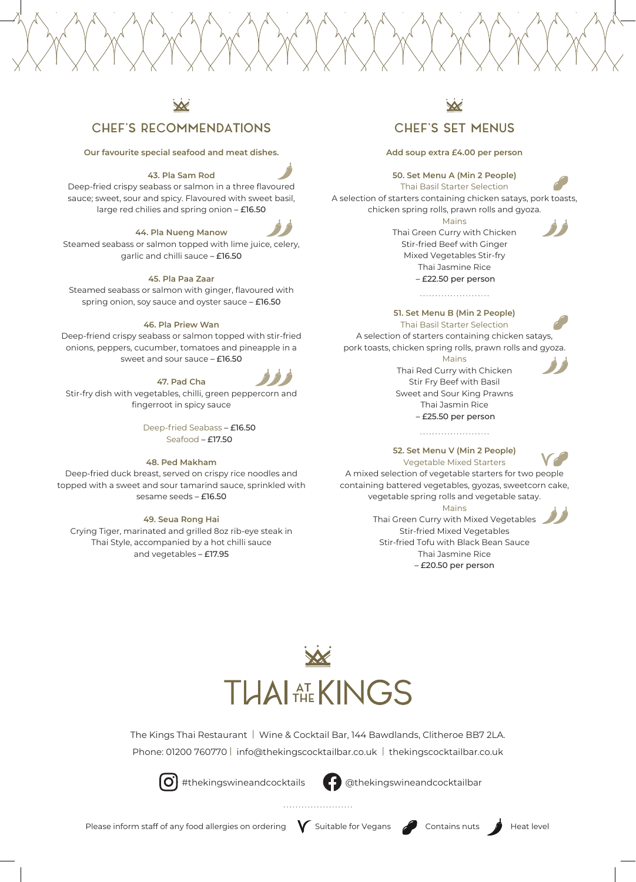## CHEF'S RECOMMENDATIONS

**Our favourite special seafood and meat dishes.**

**43. Pla Sam Rod**
Deep-fried crispy seabass or salmon in a three flavoured sauce; sweet, sour and spicy. Flavoured with sweet basil, large red chilies and spring onion – £16.50

**44. Pla Nueng Manow**
Steamed seabass or salmon topped with lime juice, celery, garlic and chilli sauce – £16.50

**45. Pla Paa Zaar**
Steamed seabass or salmon with ginger, flavoured with spring onion, soy sauce and oyster sauce – £16.50

**46. Pla Priew Wan**
Deep-friend crispy seabass or salmon topped with stir-fried onions, peppers, cucumber, tomatoes and pineapple in a sweet and sour sauce – £16.50

**47. Pad Cha**
Stir-fry dish with vegetables, chilli, green peppercorn and fingerroot in spicy sauce

Deep-fried Seabass – £16.50
Seafood – £17.50

**48. Ped Makham**
Deep-fried duck breast, served on crispy rice noodles and topped with a sweet and sour tamarind sauce, sprinkled with sesame seeds – £16.50

**49. Seua Rong Hai**
Crying Tiger, marinated and grilled 8oz rib-eye steak in Thai Style, accompanied by a hot chilli sauce and vegetables – £17.95

## CHEF'S SET MENUS

**Add soup extra £4.00 per person**

**50. Set Menu A (Min 2 People)**
Thai Basil Starter Selection
A selection of starters containing chicken satays, pork toasts, chicken spring rolls, prawn rolls and gyoza.
Mains
Thai Green Curry with Chicken
Stir-fried Beef with Ginger
Mixed Vegetables Stir-fry
Thai Jasmine Rice
– £22.50 per person

**51. Set Menu B (Min 2 People)**
Thai Basil Starter Selection
A selection of starters containing chicken satays, pork toasts, chicken spring rolls, prawn rolls and gyoza.
Mains
Thai Red Curry with Chicken
Stir Fry Beef with Basil
Sweet and Sour King Prawns
Thai Jasmin Rice
– £25.50 per person

**52. Set Menu V (Min 2 People)**
Vegetable Mixed Starters
A mixed selection of vegetable starters for two people containing battered vegetables, gyozas, sweetcorn cake, vegetable spring rolls and vegetable satay.
Mains
Thai Green Curry with Mixed Vegetables
Stir-fried Mixed Vegetables
Stir-fried Tofu with Black Bean Sauce
Thai Jasmine Rice
– £20.50 per person

# THAI AT THE KINGS

The Kings Thai Restaurant | Wine & Cocktail Bar, 144 Bawdlands, Clitheroe BB7 2LA.
Phone: 01200 760770 | info@thekingscocktailbar.co.uk | thekingscocktailbar.co.uk

#thekingswineandcocktails @thekingswineandcocktailbar

Please inform staff of any food allergies on ordering | V Suitable for Vegans | Contains nuts | Heat level